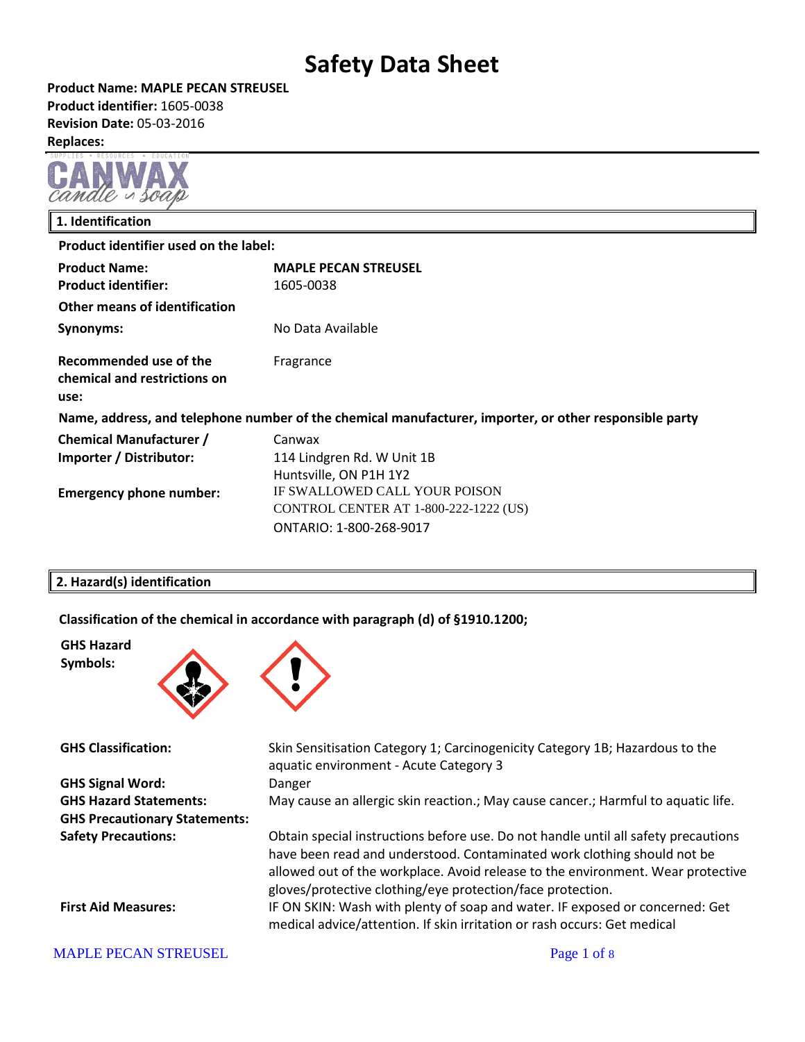# Safety Data Sheet

**Product Name: MAPLE PECAN STREUSEL**
**Product identifier:** 1605-0038
**Revision Date:** 05-03-2016
**Replaces:**

## 1. Identification

**Product identifier used on the label:**

| | |
|---|---|
| **Product Name:** | **MAPLE PECAN STREUSEL** |
| **Product identifier:** | 1605-0038 |
| **Other means of identification** | |
| **Synonyms:** | No Data Available |
| **Recommended use of the chemical and restrictions on use:** | Fragrance |

**Name, address, and telephone number of the chemical manufacturer, importer, or other responsible party**

| | |
|---|---|
| **Chemical Manufacturer / Importer / Distributor:** | Canwax<br>114 Lindgren Rd. W Unit 1B<br>Huntsville, ON P1H 1Y2 |
| **Emergency phone number:** | IF SWALLOWED CALL YOUR POISON CONTROL CENTER AT 1-800-222-1222 (US)<br>ONTARIO: 1-800-268-9017 |

## 2. Hazard(s) identification

**Classification of the chemical in accordance with paragraph (d) of §1910.1200;**

**GHS Hazard Symbols:**

| | |
|---|---|
| **GHS Classification:** | Skin Sensitisation Category 1; Carcinogenicity Category 1B; Hazardous to the aquatic environment - Acute Category 3 |
| **GHS Signal Word:** | Danger |
| **GHS Hazard Statements:** | May cause an allergic skin reaction.; May cause cancer.; Harmful to aquatic life. |
| **GHS Precautionary Statements:** | |
| **Safety Precautions:** | Obtain special instructions before use. Do not handle until all safety precautions have been read and understood. Contaminated work clothing should not be allowed out of the workplace. Avoid release to the environment. Wear protective gloves/protective clothing/eye protection/face protection. |
| **First Aid Measures:** | IF ON SKIN: Wash with plenty of soap and water. IF exposed or concerned: Get medical advice/attention. If skin irritation or rash occurs: Get medical |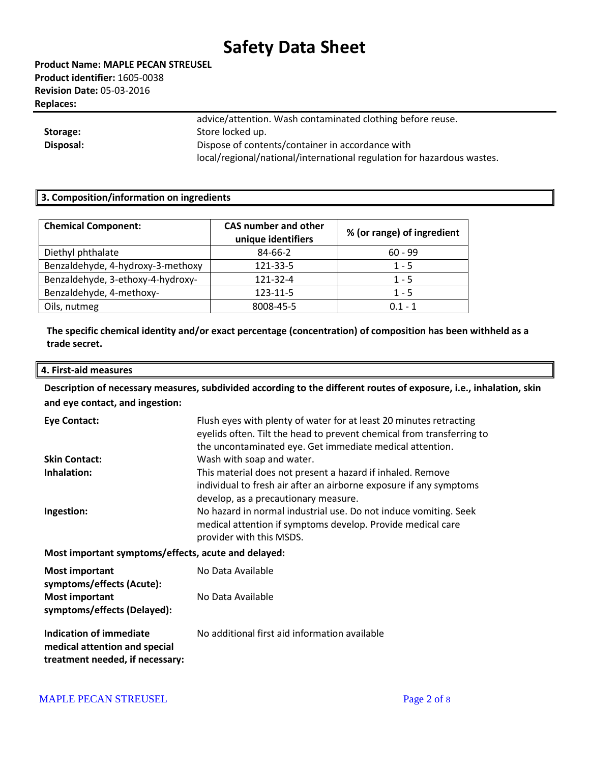advice/attention. Wash contaminated clothing before reuse.

**Storage:** Store locked up.

**Disposal:** Dispose of contents/container in accordance with local/regional/national/international regulation for hazardous wastes.

## 3. Composition/information on ingredients

| Chemical Component: | CAS number and other unique identifiers | % (or range) of ingredient |
|---|---|---|
| Diethyl phthalate | 84-66-2 | 60 - 99 |
| Benzaldehyde, 4-hydroxy-3-methoxy | 121-33-5 | 1 - 5 |
| Benzaldehyde, 3-ethoxy-4-hydroxy- | 121-32-4 | 1 - 5 |
| Benzaldehyde, 4-methoxy- | 123-11-5 | 1 - 5 |
| Oils, nutmeg | 8008-45-5 | 0.1 - 1 |

**The specific chemical identity and/or exact percentage (concentration) of composition has been withheld as a trade secret.**

## 4. First-aid measures

**Description of necessary measures, subdivided according to the different routes of exposure, i.e., inhalation, skin and eye contact, and ingestion:**

**Eye Contact:** Flush eyes with plenty of water for at least 20 minutes retracting eyelids often. Tilt the head to prevent chemical from transferring to the uncontaminated eye. Get immediate medical attention.

**Skin Contact:** Wash with soap and water.

**Inhalation:** This material does not present a hazard if inhaled. Remove individual to fresh air after an airborne exposure if any symptoms develop, as a precautionary measure.

**Ingestion:** No hazard in normal industrial use. Do not induce vomiting. Seek medical attention if symptoms develop. Provide medical care provider with this MSDS.

**Most important symptoms/effects, acute and delayed:**

**Most important symptoms/effects (Acute):** No Data Available

**Most important symptoms/effects (Delayed):** No Data Available

**Indication of immediate medical attention and special treatment needed, if necessary:** No additional first aid information available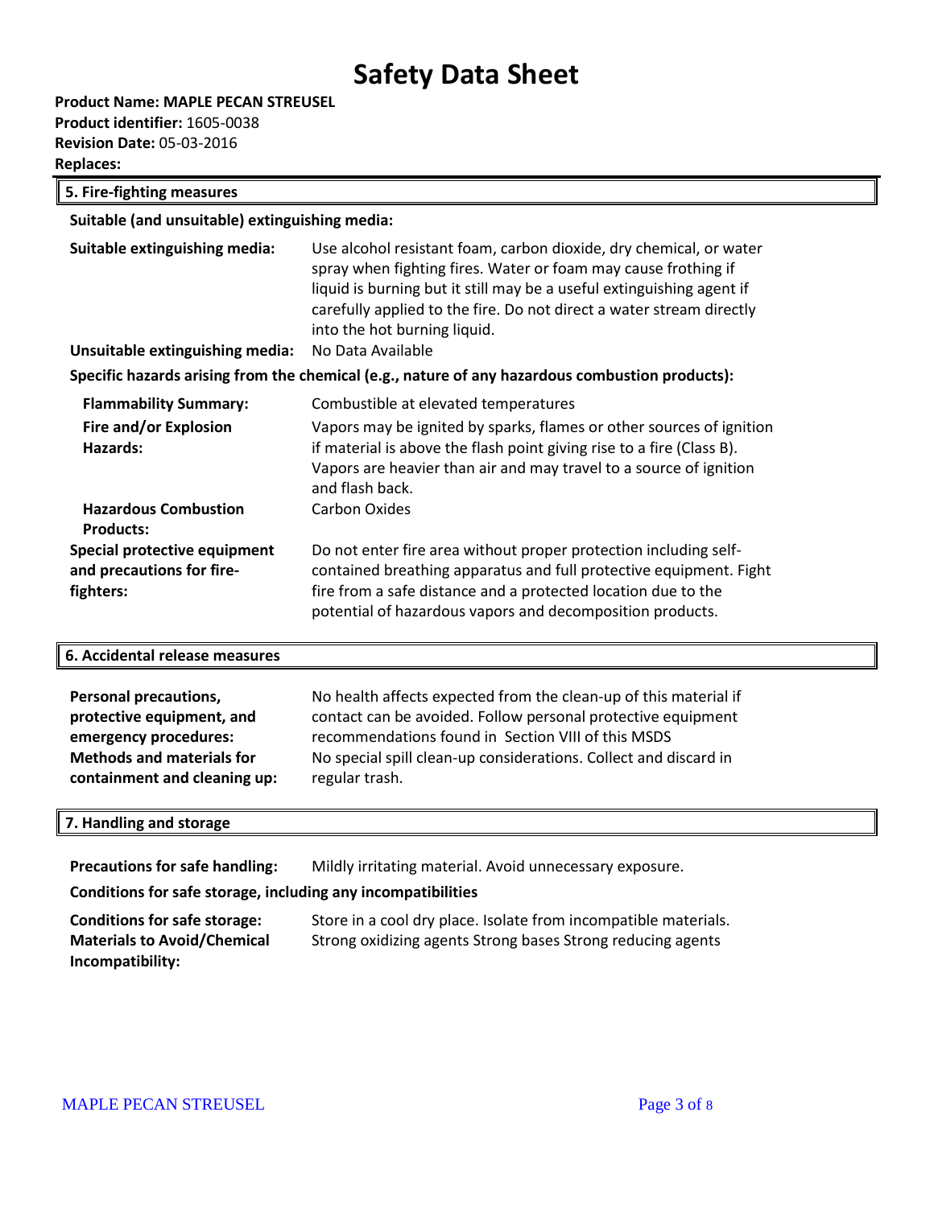# Safety Data Sheet

**Product Name: MAPLE PECAN STREUSEL**
**Product identifier:** 1605-0038
**Revision Date:** 05-03-2016
**Replaces:**

## 5. Fire-fighting measures

**Suitable (and unsuitable) extinguishing media:**

| | |
|---|---|
| **Suitable extinguishing media:** | Use alcohol resistant foam, carbon dioxide, dry chemical, or water spray when fighting fires. Water or foam may cause frothing if liquid is burning but it still may be a useful extinguishing agent if carefully applied to the fire. Do not direct a water stream directly into the hot burning liquid. |
| **Unsuitable extinguishing media:** | No Data Available |

**Specific hazards arising from the chemical (e.g., nature of any hazardous combustion products):**

| | |
|---|---|
| **Flammability Summary:** | Combustible at elevated temperatures |
| **Fire and/or Explosion Hazards:** | Vapors may be ignited by sparks, flames or other sources of ignition if material is above the flash point giving rise to a fire (Class B). Vapors are heavier than air and may travel to a source of ignition and flash back. |
| **Hazardous Combustion Products:** | Carbon Oxides |
| **Special protective equipment and precautions for fire-fighters:** | Do not enter fire area without proper protection including self-contained breathing apparatus and full protective equipment. Fight fire from a safe distance and a protected location due to the potential of hazardous vapors and decomposition products. |

## 6. Accidental release measures

| | |
|---|---|
| **Personal precautions, protective equipment, and emergency procedures:** | No health affects expected from the clean-up of this material if contact can be avoided. Follow personal protective equipment recommendations found in Section VIII of this MSDS |
| **Methods and materials for containment and cleaning up:** | No special spill clean-up considerations. Collect and discard in regular trash. |

## 7. Handling and storage

| | |
|---|---|
| **Precautions for safe handling:** | Mildly irritating material. Avoid unnecessary exposure. |

**Conditions for safe storage, including any incompatibilities**

| | |
|---|---|
| **Conditions for safe storage:** | Store in a cool dry place. Isolate from incompatible materials. |
| **Materials to Avoid/Chemical Incompatibility:** | Strong oxidizing agents Strong bases Strong reducing agents |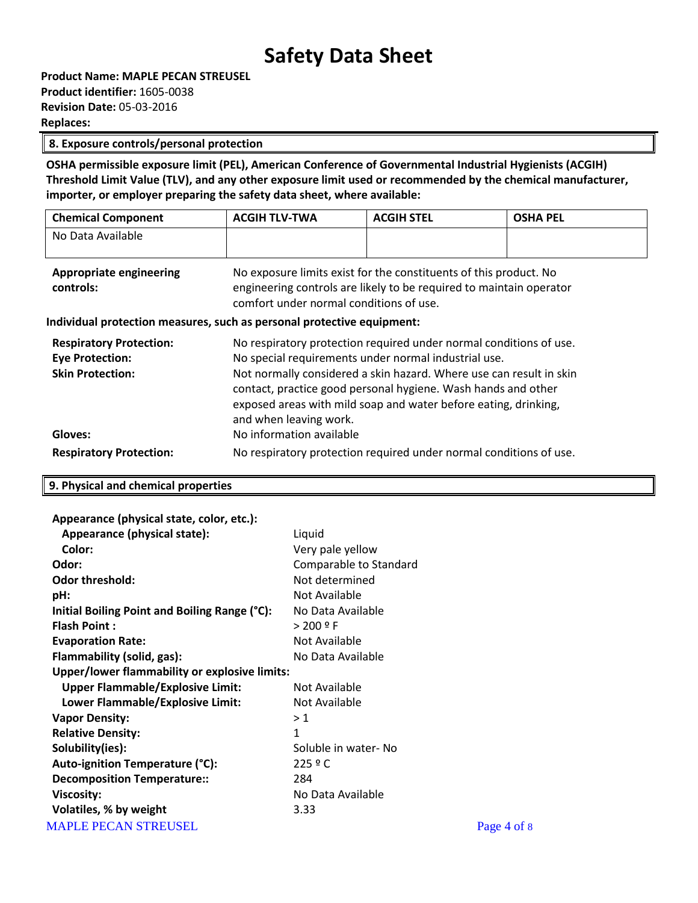# Safety Data Sheet

**Product Name: MAPLE PECAN STREUSEL**
**Product identifier:** 1605-0038
**Revision Date:** 05-03-2016
**Replaces:**

## 8. Exposure controls/personal protection

**OSHA permissible exposure limit (PEL), American Conference of Governmental Industrial Hygienists (ACGIH) Threshold Limit Value (TLV), and any other exposure limit used or recommended by the chemical manufacturer, importer, or employer preparing the safety data sheet, where available:**

| Chemical Component | ACGIH TLV-TWA | ACGIH STEL | OSHA PEL |
|---|---|---|---|
| No Data Available | | | |

**Appropriate engineering controls:** No exposure limits exist for the constituents of this product. No engineering controls are likely to be required to maintain operator comfort under normal conditions of use.

**Individual protection measures, such as personal protective equipment:**

**Respiratory Protection:** No respiratory protection required under normal conditions of use.
**Eye Protection:** No special requirements under normal industrial use.
**Skin Protection:** Not normally considered a skin hazard. Where use can result in skin contact, practice good personal hygiene. Wash hands and other exposed areas with mild soap and water before eating, drinking, and when leaving work.
**Gloves:** No information available
**Respiratory Protection:** No respiratory protection required under normal conditions of use.

## 9. Physical and chemical properties

**Appearance (physical state, color, etc.):**
**Appearance (physical state):** Liquid
**Color:** Very pale yellow
**Odor:** Comparable to Standard
**Odor threshold:** Not determined
**pH:** Not Available
**Initial Boiling Point and Boiling Range (°C):** No Data Available
**Flash Point :** > 200 º F
**Evaporation Rate:** Not Available
**Flammability (solid, gas):** No Data Available
**Upper/lower flammability or explosive limits:**
**Upper Flammable/Explosive Limit:** Not Available
**Lower Flammable/Explosive Limit:** Not Available
**Vapor Density:** > 1
**Relative Density:** 1
**Solubility(ies):** Soluble in water- No
**Auto-ignition Temperature (°C):** 225 º C
**Decomposition Temperature::** 284
**Viscosity:** No Data Available
**Volatiles, % by weight** 3.33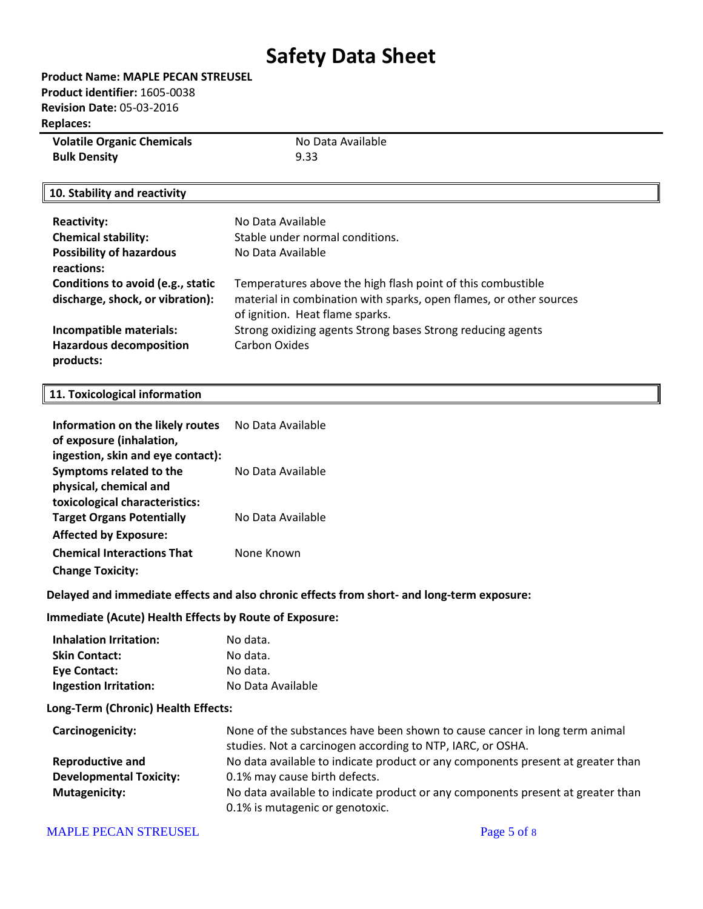| | |
|---|---|
| **Volatile Organic Chemicals** | No Data Available |
| **Bulk Density** | 9.33 |

## 10. Stability and reactivity

| | |
|---|---|
| **Reactivity:** | No Data Available |
| **Chemical stability:** | Stable under normal conditions. |
| **Possibility of hazardous reactions:** | No Data Available |
| **Conditions to avoid (e.g., static discharge, shock, or vibration):** | Temperatures above the high flash point of this combustible material in combination with sparks, open flames, or other sources of ignition. Heat flame sparks. |
| **Incompatible materials:** | Strong oxidizing agents Strong bases Strong reducing agents |
| **Hazardous decomposition products:** | Carbon Oxides |

## 11. Toxicological information

| | |
|---|---|
| **Information on the likely routes of exposure (inhalation, ingestion, skin and eye contact):** | No Data Available |
| **Symptoms related to the physical, chemical and toxicological characteristics:** | No Data Available |
| **Target Organs Potentially Affected by Exposure:** | No Data Available |
| **Chemical Interactions That Change Toxicity:** | None Known |

**Delayed and immediate effects and also chronic effects from short- and long-term exposure:**

**Immediate (Acute) Health Effects by Route of Exposure:**

| | |
|---|---|
| **Inhalation Irritation:** | No data. |
| **Skin Contact:** | No data. |
| **Eye Contact:** | No data. |
| **Ingestion Irritation:** | No Data Available |

**Long-Term (Chronic) Health Effects:**

| | |
|---|---|
| **Carcinogenicity:** | None of the substances have been shown to cause cancer in long term animal studies. Not a carcinogen according to NTP, IARC, or OSHA. |
| **Reproductive and Developmental Toxicity:** | No data available to indicate product or any components present at greater than 0.1% may cause birth defects. |
| **Mutagenicity:** | No data available to indicate product or any components present at greater than 0.1% is mutagenic or genotoxic. |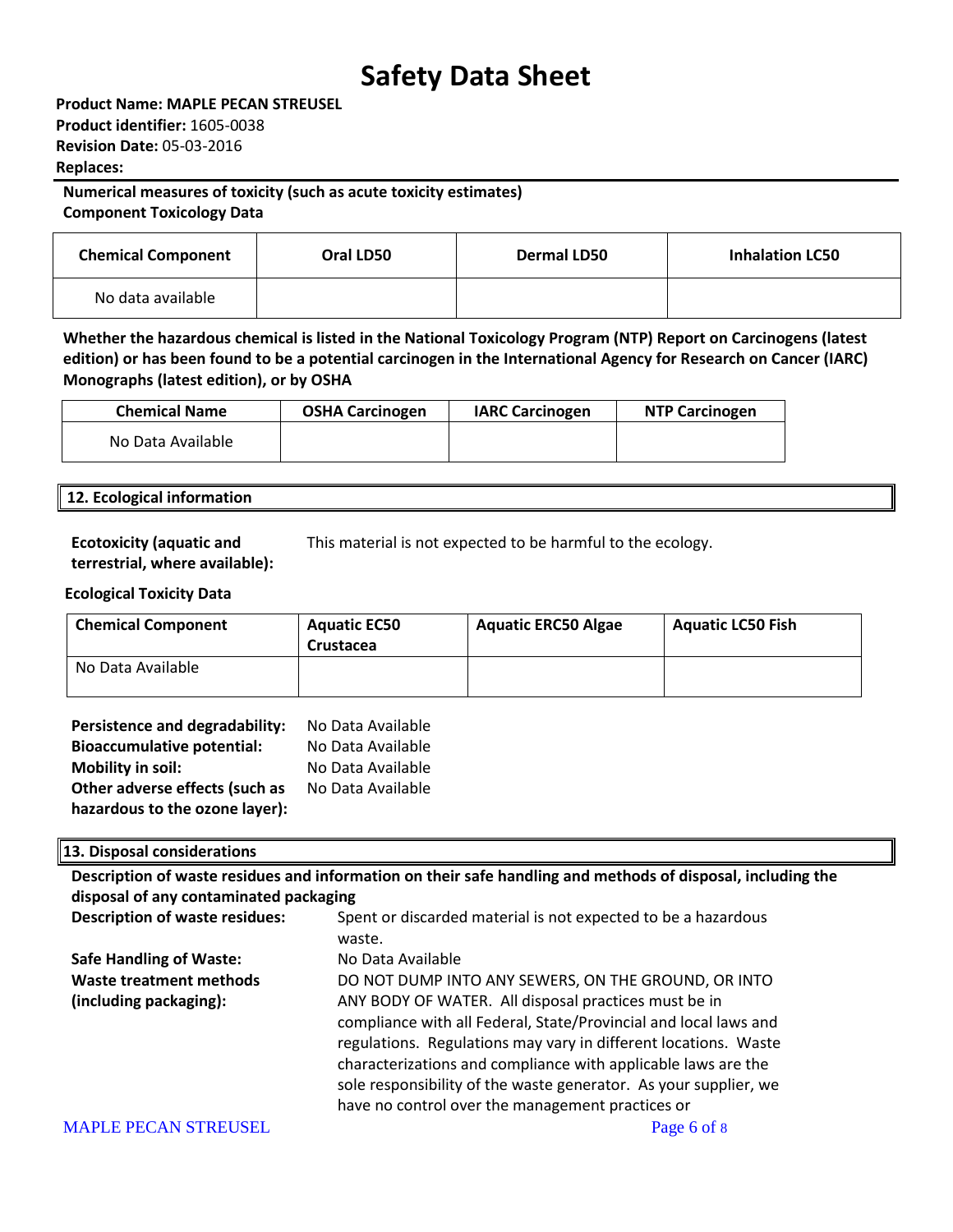# Safety Data Sheet

**Product Name: MAPLE PECAN STREUSEL**
**Product identifier:** 1605-0038
**Revision Date:** 05-03-2016
**Replaces:**

**Numerical measures of toxicity (such as acute toxicity estimates)**
**Component Toxicology Data**

| Chemical Component | Oral LD50 | Dermal LD50 | Inhalation LC50 |
|---|---|---|---|
| No data available | | | |

**Whether the hazardous chemical is listed in the National Toxicology Program (NTP) Report on Carcinogens (latest edition) or has been found to be a potential carcinogen in the International Agency for Research on Cancer (IARC) Monographs (latest edition), or by OSHA**

| Chemical Name | OSHA Carcinogen | IARC Carcinogen | NTP Carcinogen |
|---|---|---|---|
| No Data Available | | | |

## 12. Ecological information

**Ecotoxicity (aquatic and terrestrial, where available):** This material is not expected to be harmful to the ecology.

**Ecological Toxicity Data**

| Chemical Component | Aquatic EC50 Crustacea | Aquatic ERC50 Algae | Aquatic LC50 Fish |
|---|---|---|---|
| No Data Available | | | |

**Persistence and degradability:** No Data Available
**Bioaccumulative potential:** No Data Available
**Mobility in soil:** No Data Available
**Other adverse effects (such as hazardous to the ozone layer):** No Data Available

## 13. Disposal considerations

**Description of waste residues and information on their safe handling and methods of disposal, including the disposal of any contaminated packaging**

**Description of waste residues:** Spent or discarded material is not expected to be a hazardous waste.

**Safe Handling of Waste:** No Data Available

**Waste treatment methods (including packaging):** DO NOT DUMP INTO ANY SEWERS, ON THE GROUND, OR INTO ANY BODY OF WATER. All disposal practices must be in compliance with all Federal, State/Provincial and local laws and regulations. Regulations may vary in different locations. Waste characterizations and compliance with applicable laws are the sole responsibility of the waste generator. As your supplier, we have no control over the management practices or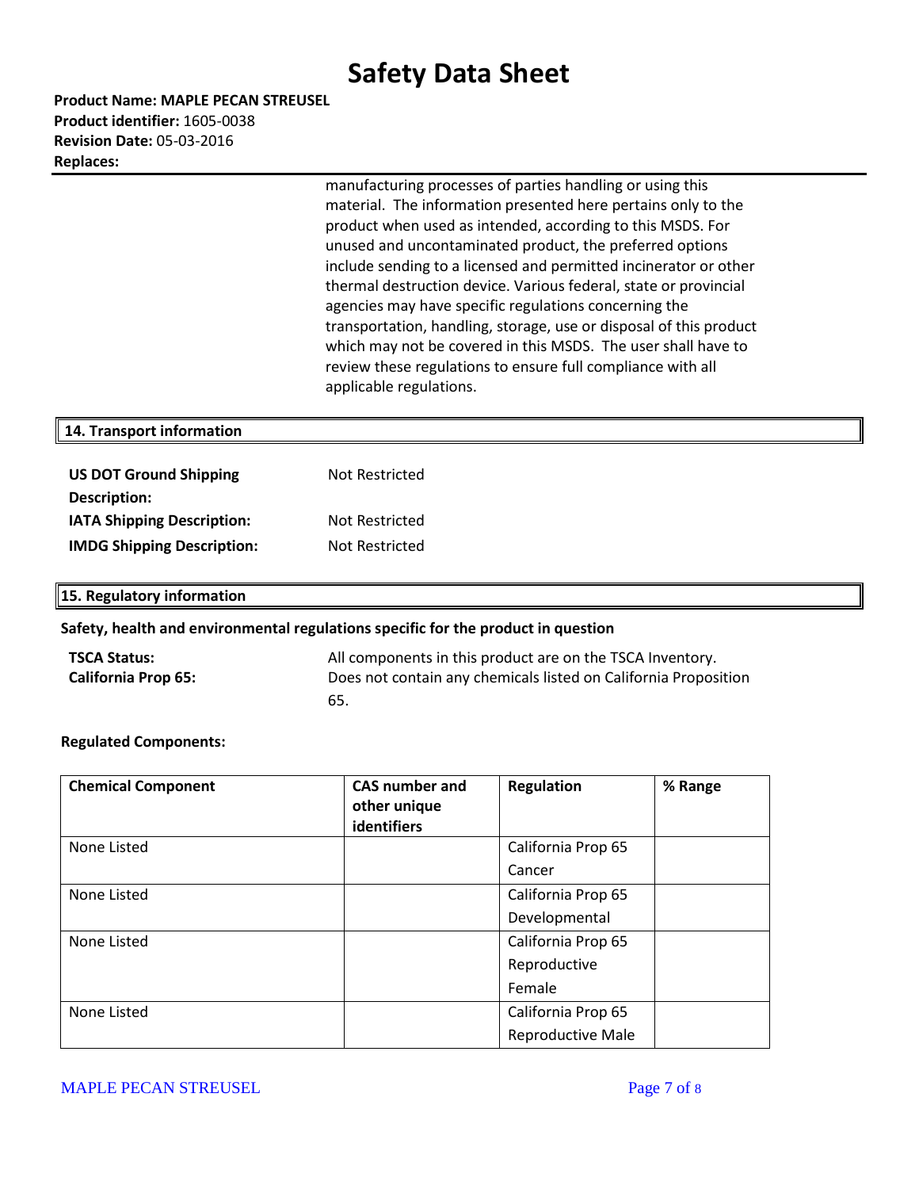manufacturing processes of parties handling or using this material. The information presented here pertains only to the product when used as intended, according to this MSDS. For unused and uncontaminated product, the preferred options include sending to a licensed and permitted incinerator or other thermal destruction device. Various federal, state or provincial agencies may have specific regulations concerning the transportation, handling, storage, use or disposal of this product which may not be covered in this MSDS. The user shall have to review these regulations to ensure full compliance with all applicable regulations.

## 14. Transport information

**US DOT Ground Shipping Description:** Not Restricted

**IATA Shipping Description:** Not Restricted

**IMDG Shipping Description:** Not Restricted

## 15. Regulatory information

**Safety, health and environmental regulations specific for the product in question**

**TSCA Status:** All components in this product are on the TSCA Inventory.

**California Prop 65:** Does not contain any chemicals listed on California Proposition 65.

**Regulated Components:**

| Chemical Component | CAS number and other unique identifiers | Regulation | % Range |
|---|---|---|---|
| None Listed | | California Prop 65 Cancer | |
| None Listed | | California Prop 65 Developmental | |
| None Listed | | California Prop 65 Reproductive Female | |
| None Listed | | California Prop 65 Reproductive Male | |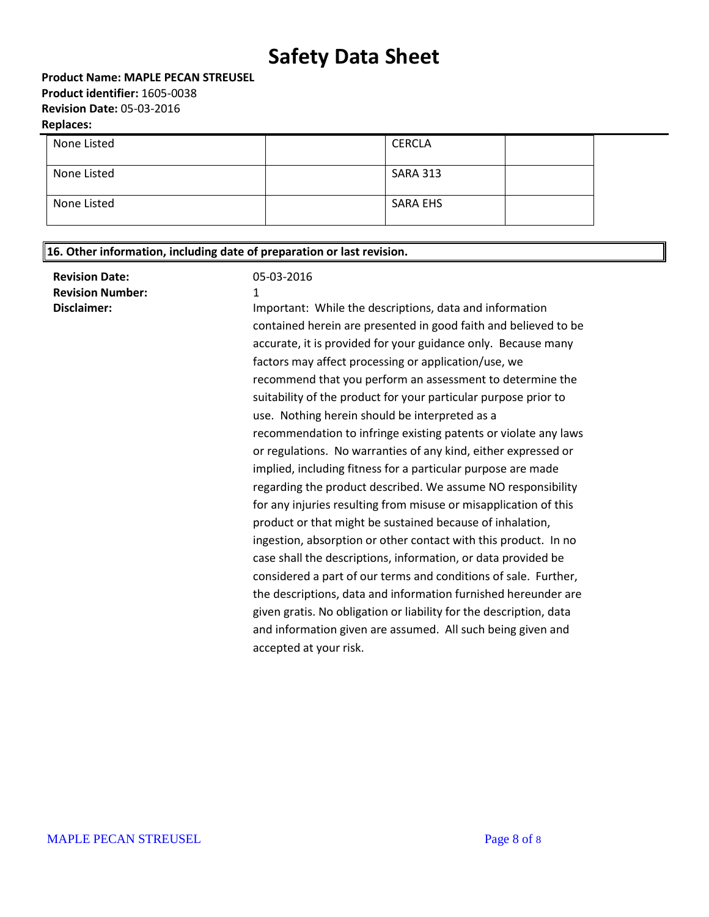| | | | |
|---|---|---|---|
| None Listed | | CERCLA | |
| None Listed | | SARA 313 | |
| None Listed | | SARA EHS | |

## 16. Other information, including date of preparation or last revision.

**Revision Date:** 05-03-2016

**Revision Number:** 1

**Disclaimer:** Important: While the descriptions, data and information contained herein are presented in good faith and believed to be accurate, it is provided for your guidance only. Because many factors may affect processing or application/use, we recommend that you perform an assessment to determine the suitability of the product for your particular purpose prior to use. Nothing herein should be interpreted as a recommendation to infringe existing patents or violate any laws or regulations. No warranties of any kind, either expressed or implied, including fitness for a particular purpose are made regarding the product described. We assume NO responsibility for any injuries resulting from misuse or misapplication of this product or that might be sustained because of inhalation, ingestion, absorption or other contact with this product. In no case shall the descriptions, information, or data provided be considered a part of our terms and conditions of sale. Further, the descriptions, data and information furnished hereunder are given gratis. No obligation or liability for the description, data and information given are assumed. All such being given and accepted at your risk.